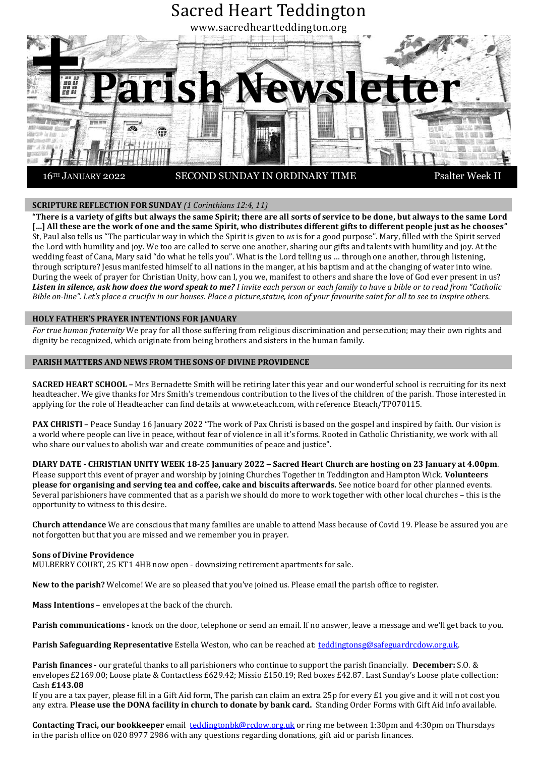# Sacred Heart Teddington

www.sacredheartteddington.org

# Parish Newsletter

16TH JANUARY 2022 SECOND SUNDAY IN ORDINARY TIME Psalter Week II

## SCRIPTURE REFLECTION FOR SUNDAY *(1 Corinthians 12:4, 11)*

**"There is a variety of gifts but always the same Spirit; there are all sorts of service to be done, but always to the same Lord [...] All these are the work of one and the same Spirit, who distributes different gifts to different people just as he chooses"** St, Paul also tells us "The particular way in which the Spirit is given to *us* is for a good purpose". Mary, filled with the Spirit served the Lord with humility and joy. We too are called to serve one another, sharing our gifts and talents with humility and joy. At the wedding feast of Cana, Mary said "do what he tells you". What is the Lord telling us … through one another, through listening, through scripture? Jesus manifested himself to all nations in the manger, at his baptism and at the changing of water into wine. During the week of prayer for Christian Unity, how can I, you we, manifest to others and share the love of God ever present in us? ***Listen in silence, ask how does the word speak to me?*** *I invite each person or each family to have a bible or to read from "Catholic Bible on-line". Let's place a crucifix in our houses. Place a picture,statue, icon of your favourite saint for all to see to inspire others.*

## HOLY FATHER'S PRAYER INTENTIONS FOR JANUARY

*For true human fraternity* We pray for all those suffering from religious discrimination and persecution; may their own rights and dignity be recognized, which originate from being brothers and sisters in the human family.

## PARISH MATTERS AND NEWS FROM THE SONS OF DIVINE PROVIDENCE

**SACRED HEART SCHOOL –** Mrs Bernadette Smith will be retiring later this year and our wonderful school is recruiting for its next headteacher. We give thanks for Mrs Smith's tremendous contribution to the lives of the children of the parish. Those interested in applying for the role of Headteacher can find details at www.eteach.com, with reference Eteach/TP070115.

**PAX CHRISTI** – Peace Sunday 16 January 2022 "The work of Pax Christi is based on the gospel and inspired by faith. Our vision is a world where people can live in peace, without fear of violence in all it's forms. Rooted in Catholic Christianity, we work with all who share our values to abolish war and create communities of peace and justice".

**DIARY DATE - CHRISTIAN UNITY WEEK 18-25 January 2022 – Sacred Heart Church are hosting on 23 January at 4.00pm**. Please support this event of prayer and worship by joining Churches Together in Teddington and Hampton Wick. **Volunteers please for organising and serving tea and coffee, cake and biscuits afterwards.** See notice board for other planned events. Several parishioners have commented that as a parish we should do more to work together with other local churches – this is the opportunity to witness to this desire.

**Church attendance** We are conscious that many families are unable to attend Mass because of Covid 19. Please be assured you are not forgotten but that you are missed and we remember you in prayer.

**Sons of Divine Providence**
MULBERRY COURT, 25 KT1 4HB now open - downsizing retirement apartments for sale.

**New to the parish?** Welcome! We are so pleased that you've joined us. Please email the parish office to register.

**Mass Intentions** – envelopes at the back of the church.

**Parish communications** - knock on the door, telephone or send an email. If no answer, leave a message and we'll get back to you.

**Parish Safeguarding Representative** Estella Weston, who can be reached at: teddingtonsg@safeguardrcdow.org.uk.

**Parish finances** - our grateful thanks to all parishioners who continue to support the parish financially. **December:** S.O. & envelopes £2169.00; Loose plate & Contactless £629.42; Missio £150.19; Red boxes £42.87. Last Sunday's Loose plate collection: Cash **£143.08**

If you are a tax payer, please fill in a Gift Aid form, The parish can claim an extra 25p for every £1 you give and it will not cost you any extra. **Please use the DONA facility in church to donate by bank card.** Standing Order Forms with Gift Aid info available.

**Contacting Traci, our bookkeeper** email teddingtonbk@rcdow.org.uk or ring me between 1:30pm and 4:30pm on Thursdays in the parish office on 020 8977 2986 with any questions regarding donations, gift aid or parish finances.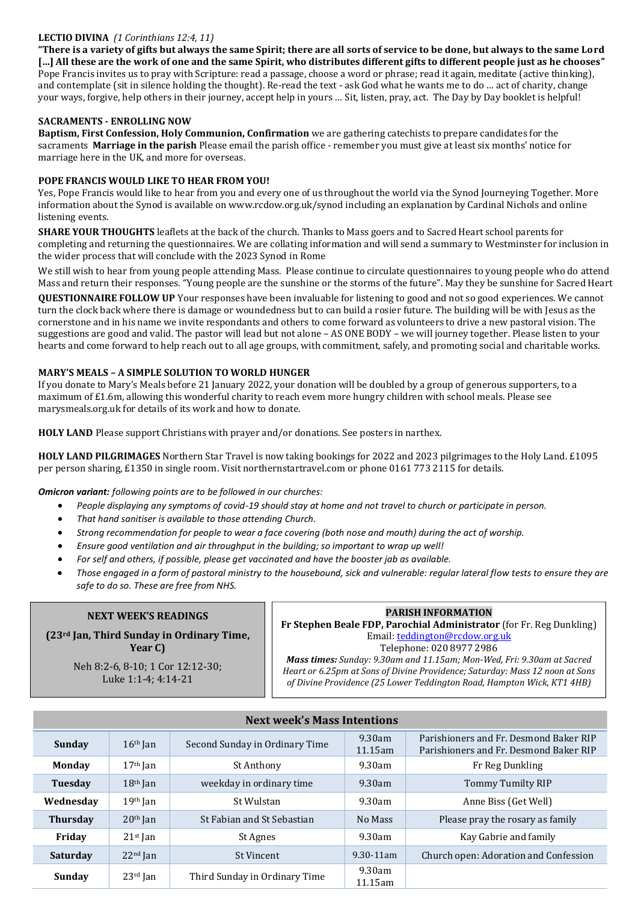**LECTIO DIVINA** *(1 Corinthians 12:4, 11)*

**"There is a variety of gifts but always the same Spirit; there are all sorts of service to be done, but always to the same Lord [...] All these are the work of one and the same Spirit, who distributes different gifts to different people just as he chooses"** Pope Francis invites us to pray with Scripture: read a passage, choose a word or phrase; read it again, meditate (active thinking), and contemplate (sit in silence holding the thought). Re-read the text - ask God what he wants me to do … act of charity, change your ways, forgive, help others in their journey, accept help in yours … Sit, listen, pray, act. The Day by Day booklet is helpful!

**SACRAMENTS - ENROLLING NOW**

**Baptism, First Confession, Holy Communion, Confirmation** we are gathering catechists to prepare candidates for the sacraments **Marriage in the parish** Please email the parish office - remember you must give at least six months' notice for marriage here in the UK, and more for overseas.

**POPE FRANCIS WOULD LIKE TO HEAR FROM YOU!**

Yes, Pope Francis would like to hear from you and every one of us throughout the world via the Synod Journeying Together. More information about the Synod is available on www.rcdow.org.uk/synod including an explanation by Cardinal Nichols and online listening events.

**SHARE YOUR THOUGHTS** leaflets at the back of the church. Thanks to Mass goers and to Sacred Heart school parents for completing and returning the questionnaires. We are collating information and will send a summary to Westminster for inclusion in the wider process that will conclude with the 2023 Synod in Rome

We still wish to hear from young people attending Mass. Please continue to circulate questionnaires to young people who do attend Mass and return their responses. "Young people are the sunshine or the storms of the future". May they be sunshine for Sacred Heart

**QUESTIONNAIRE FOLLOW UP** Your responses have been invaluable for listening to good and not so good experiences. We cannot turn the clock back where there is damage or woundedness but to can build a rosier future. The building will be with Jesus as the cornerstone and in his name we invite respondants and others to come forward as volunteers to drive a new pastoral vision. The suggestions are good and valid. The pastor will lead but not alone – AS ONE BODY – we will journey together. Please listen to your hearts and come forward to help reach out to all age groups, with commitment, safely, and promoting social and charitable works.

**MARY'S MEALS – A SIMPLE SOLUTION TO WORLD HUNGER**

If you donate to Mary's Meals before 21 January 2022, your donation will be doubled by a group of generous supporters, to a maximum of £1.6m, allowing this wonderful charity to reach evem more hungry children with school meals. Please see marysmeals.org.uk for details of its work and how to donate.

**HOLY LAND** Please support Christians with prayer and/or donations. See posters in narthex.

**HOLY LAND PILGRIMAGES** Northern Star Travel is now taking bookings for 2022 and 2023 pilgrimages to the Holy Land. £1095 per person sharing, £1350 in single room. Visit northernstartravel.com or phone 0161 773 2115 for details.

***Omicron variant:*** *following points are to be followed in our churches:*

- *People displaying any symptoms of covid-19 should stay at home and not travel to church or participate in person.*
- *That hand sanitiser is available to those attending Church.*
- *Strong recommendation for people to wear a face covering (both nose and mouth) during the act of worship.*
- *Ensure good ventilation and air throughput in the building; so important to wrap up well!*
- *For self and others, if possible, please get vaccinated and have the booster jab as available.*
- *Those engaged in a form of pastoral ministry to the housebound, sick and vulnerable: regular lateral flow tests to ensure they are safe to do so. These are free from NHS.*

**NEXT WEEK'S READINGS**

**(23rd Jan, Third Sunday in Ordinary Time, Year C)**

Neh 8:2-6, 8-10; 1 Cor 12:12-30; Luke 1:1-4; 4:14-21

**PARISH INFORMATION**

**Fr Stephen Beale FDP, Parochial Administrator** (for Fr. Reg Dunkling)
Email: teddington@rcdow.org.uk
Telephone: 020 8977 2986
***Mass times:*** *Sunday: 9.30am and 11.15am; Mon-Wed, Fri: 9.30am at Sacred Heart or 6.25pm at Sons of Divine Providence; Saturday: Mass 12 noon at Sons of Divine Providence (25 Lower Teddington Road, Hampton Wick, KT1 4HB)*

**Next week's Mass Intentions**

| | | | | |
|---|---|---|---|---|
| **Sunday** | 16th Jan | Second Sunday in Ordinary Time | 9.30am<br>11.15am | Parishioners and Fr. Desmond Baker RIP<br>Parishioners and Fr. Desmond Baker RIP |
| **Monday** | 17th Jan | St Anthony | 9.30am | Fr Reg Dunkling |
| **Tuesday** | 18th Jan | weekday in ordinary time | 9.30am | Tommy Tumilty RIP |
| **Wednesday** | 19th Jan | St Wulstan | 9.30am | Anne Biss (Get Well) |
| **Thursday** | 20th Jan | St Fabian and St Sebastian | No Mass | Please pray the rosary as family |
| **Friday** | 21st Jan | St Agnes | 9.30am | Kay Gabrie and family |
| **Saturday** | 22nd Jan | St Vincent | 9.30-11am | Church open: Adoration and Confession |
| **Sunday** | 23rd Jan | Third Sunday in Ordinary Time | 9.30am<br>11.15am | |